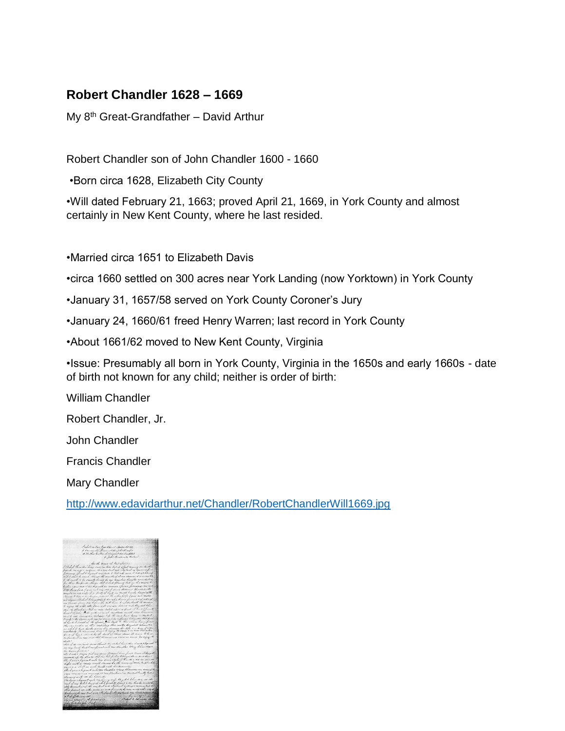## Robert Chandler 1628 – 1669

My 8th Great-Grandfather – David Arthur

Robert Chandler son of John Chandler 1600 - 1660

- Born circa 1628, Elizabeth City County
- Will dated February 21, 1663; proved April 21, 1669, in York County and almost certainly in New Kent County, where he last resided.

- Married circa 1651 to Elizabeth Davis
- circa 1660 settled on 300 acres near York Landing (now Yorktown) in York County
- January 31, 1657/58 served on York County Coroner's Jury
- January 24, 1660/61 freed Henry Warren; last record in York County
- About 1661/62 moved to New Kent County, Virginia
- Issue: Presumably all born in York County, Virginia in the 1650s and early 1660s - date of birth not known for any child; neither is order of birth:

William Chandler

Robert Chandler, Jr.

John Chandler

Francis Chandler

Mary Chandler

http://www.edavidarthur.net/Chandler/RobertChandlerWill1669.jpg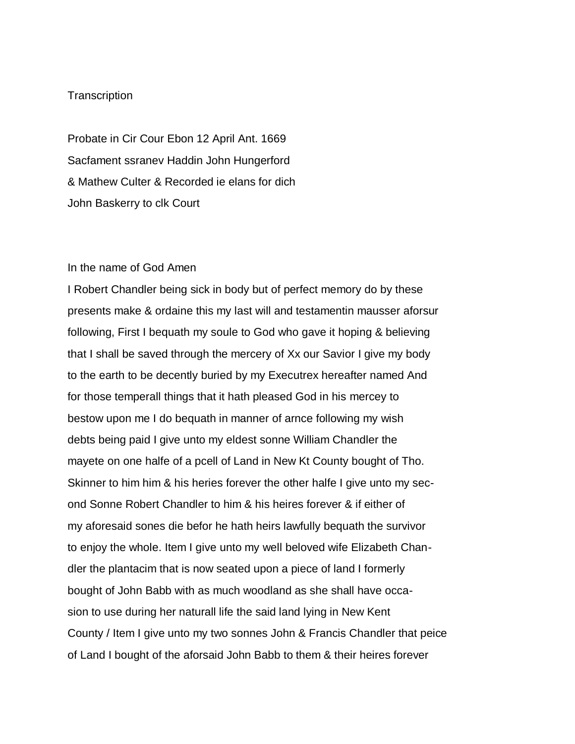Transcription

Probate in Cir Cour Ebon 12 April Ant. 1669
Sacfament ssranev Haddin John Hungerford
& Mathew Culter & Recorded ie elans for dich
John Baskerry to clk Court

In the name of God Amen
I Robert Chandler being sick in body but of perfect memory do by these presents make & ordaine this my last will and testamentin mausser aforsur following, First I bequath my soule to God who gave it hoping & believing that I shall be saved through the mercery of Xx our Savior I give my body to the earth to be decently buried by my Executrex hereafter named And for those temperall things that it hath pleased God in his mercey to bestow upon me I do bequath in manner of arnce following my wish debts being paid I give unto my eldest sonne William Chandler the mayete on one halfe of a pcell of Land in New Kt County bought of Tho. Skinner to him him & his heries forever the other halfe I give unto my second Sonne Robert Chandler to him & his heires forever & if either of my aforesaid sones die befor he hath heirs lawfully bequath the survivor to enjoy the whole. Item I give unto my well beloved wife Elizabeth Chandler the plantacim that is now seated upon a piece of land I formerly bought of John Babb with as much woodland as she shall have occasion to use during her naturall life the said land lying in New Kent County / Item I give unto my two sonnes John & Francis Chandler that peice of Land I bought of the aforsaid John Babb to them & their heires forever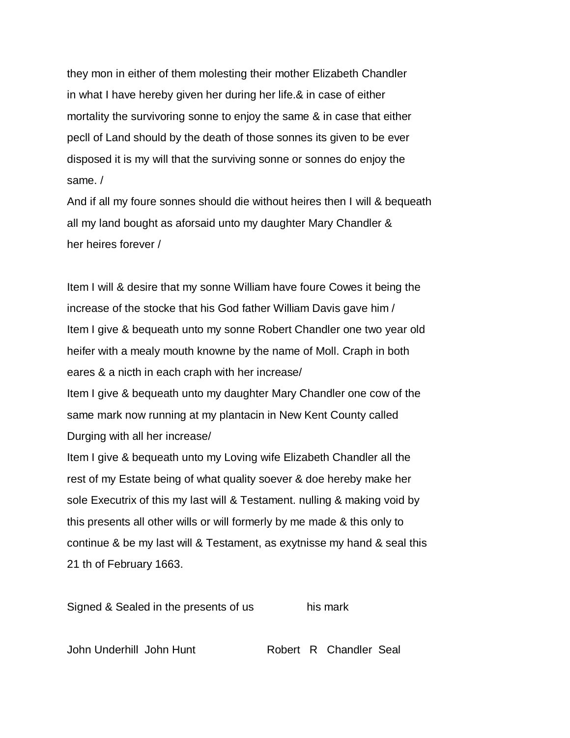they mon in either of them molesting their mother Elizabeth Chandler in what I have hereby given her during her life.& in case of either mortality the survivoring sonne to enjoy the same & in case that either pecll of Land should by the death of those sonnes its given to be ever disposed it is my will that the surviving sonne or sonnes do enjoy the same. /

And if all my foure sonnes should die without heires then I will & bequeath all my land bought as aforsaid unto my daughter Mary Chandler & her heires forever /

Item I will & desire that my sonne William have foure Cowes it being the increase of the stocke that his God father William Davis gave him /
Item I give & bequeath unto my sonne Robert Chandler one two year old heifer with a mealy mouth knowne by the name of Moll. Craph in both eares & a nicth in each craph with her increase/
Item I give & bequeath unto my daughter Mary Chandler one cow of the same mark now running at my plantacin in New Kent County called Durging with all her increase/
Item I give & bequeath unto my Loving wife Elizabeth Chandler all the rest of my Estate being of what quality soever & doe hereby make her sole Executrix of this my last will & Testament. nulling & making void by this presents all other wills or will formerly by me made & this only to continue & be my last will & Testament, as exytnisse my hand & seal this 21 th of February 1663.

Signed & Sealed in the presents of us                his mark

John Underhill  John Hunt                Robert  R  Chandler  Seal